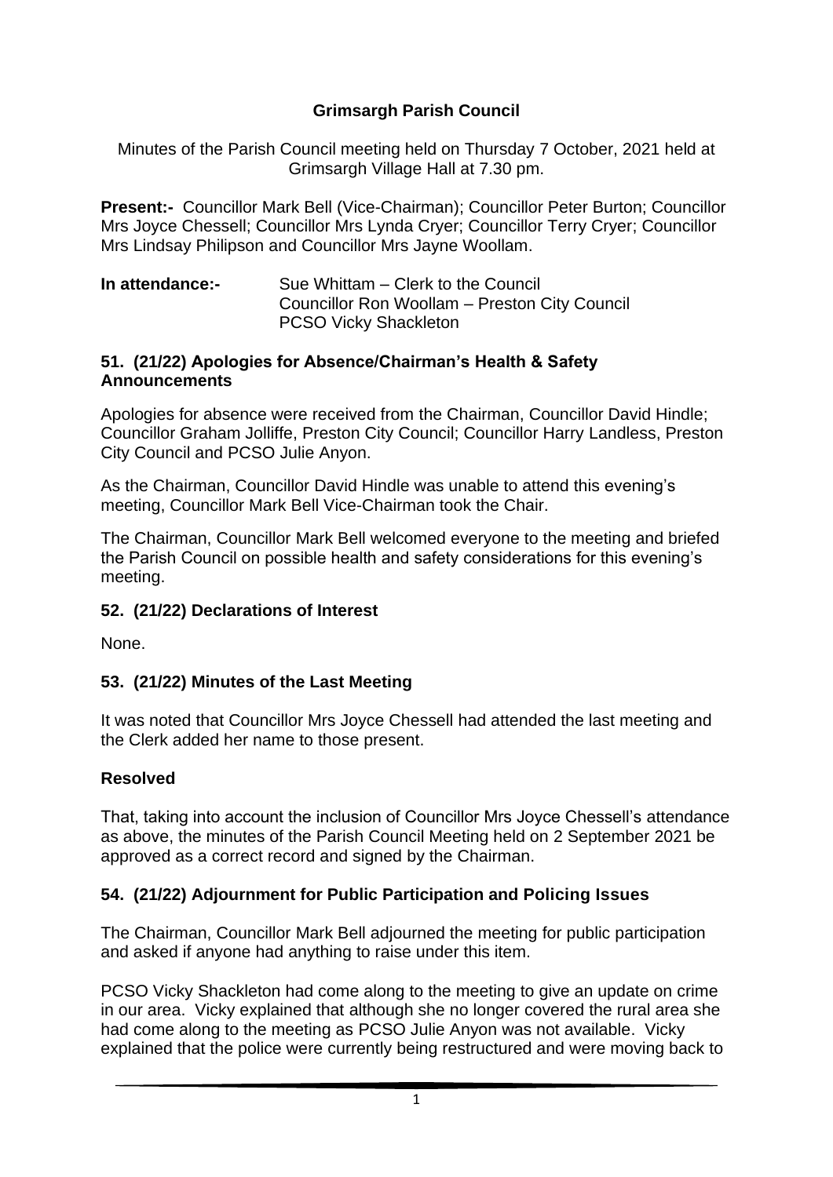# Grimsargh Parish Council

Minutes of the Parish Council meeting held on Thursday 7 October, 2021 held at Grimsargh Village Hall at 7.30 pm.

**Present:-** Councillor Mark Bell (Vice-Chairman); Councillor Peter Burton; Councillor Mrs Joyce Chessell; Councillor Mrs Lynda Cryer; Councillor Terry Cryer; Councillor Mrs Lindsay Philipson and Councillor Mrs Jayne Woollam.

**In attendance:-** Sue Whittam – Clerk to the Council
Councillor Ron Woollam – Preston City Council
PCSO Vicky Shackleton

### 51. (21/22) Apologies for Absence/Chairman's Health & Safety Announcements

Apologies for absence were received from the Chairman, Councillor David Hindle; Councillor Graham Jolliffe, Preston City Council; Councillor Harry Landless, Preston City Council and PCSO Julie Anyon.

As the Chairman, Councillor David Hindle was unable to attend this evening's meeting, Councillor Mark Bell Vice-Chairman took the Chair.

The Chairman, Councillor Mark Bell welcomed everyone to the meeting and briefed the Parish Council on possible health and safety considerations for this evening's meeting.

### 52. (21/22) Declarations of Interest

None.

### 53. (21/22) Minutes of the Last Meeting

It was noted that Councillor Mrs Joyce Chessell had attended the last meeting and the Clerk added her name to those present.

**Resolved**

That, taking into account the inclusion of Councillor Mrs Joyce Chessell's attendance as above, the minutes of the Parish Council Meeting held on 2 September 2021 be approved as a correct record and signed by the Chairman.

### 54. (21/22) Adjournment for Public Participation and Policing Issues

The Chairman, Councillor Mark Bell adjourned the meeting for public participation and asked if anyone had anything to raise under this item.

PCSO Vicky Shackleton had come along to the meeting to give an update on crime in our area. Vicky explained that although she no longer covered the rural area she had come along to the meeting as PCSO Julie Anyon was not available. Vicky explained that the police were currently being restructured and were moving back to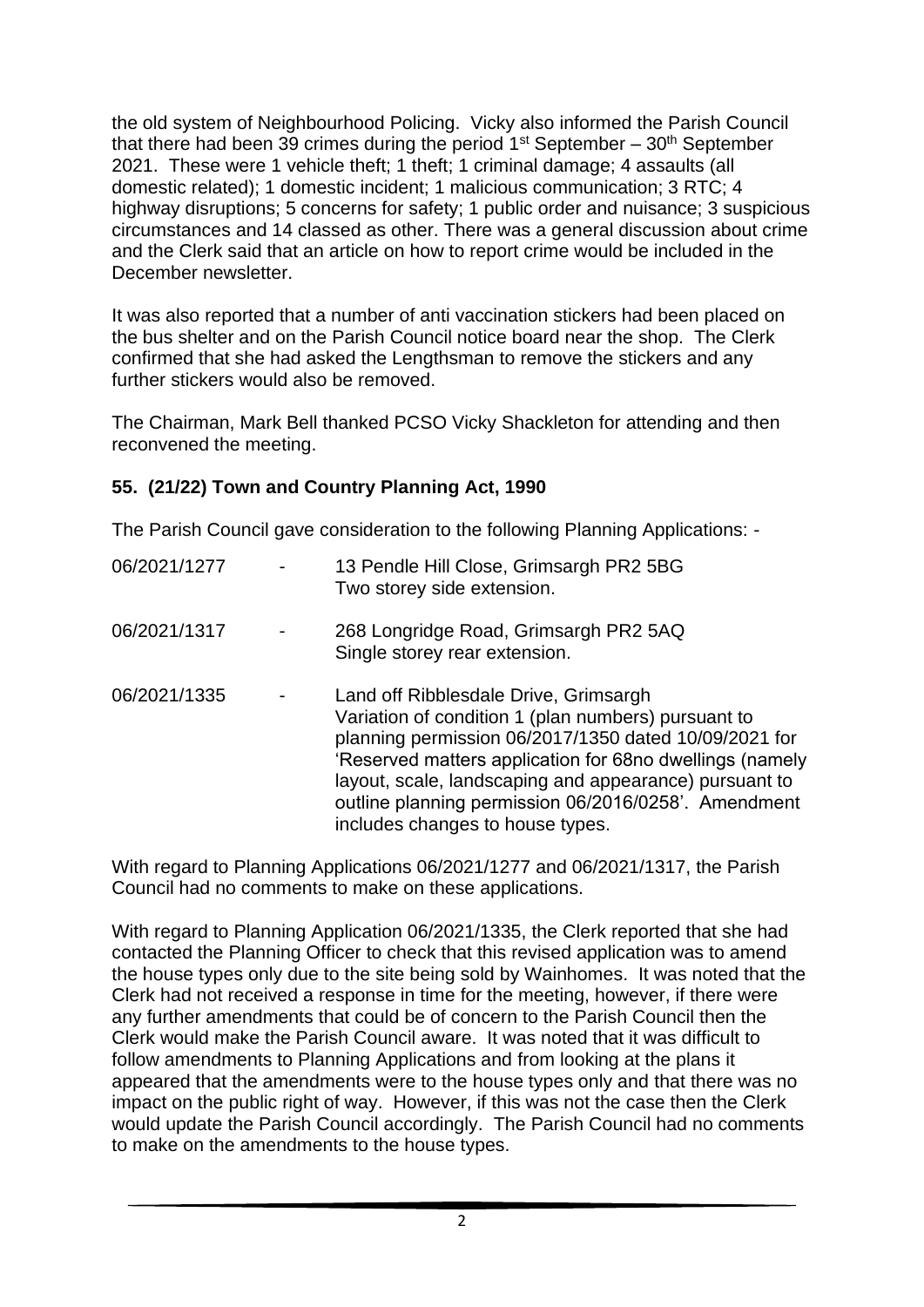the old system of Neighbourhood Policing. Vicky also informed the Parish Council that there had been 39 crimes during the period 1st September – 30th September 2021. These were 1 vehicle theft; 1 theft; 1 criminal damage; 4 assaults (all domestic related); 1 domestic incident; 1 malicious communication; 3 RTC; 4 highway disruptions; 5 concerns for safety; 1 public order and nuisance; 3 suspicious circumstances and 14 classed as other. There was a general discussion about crime and the Clerk said that an article on how to report crime would be included in the December newsletter.

It was also reported that a number of anti vaccination stickers had been placed on the bus shelter and on the Parish Council notice board near the shop. The Clerk confirmed that she had asked the Lengthsman to remove the stickers and any further stickers would also be removed.

The Chairman, Mark Bell thanked PCSO Vicky Shackleton for attending and then reconvened the meeting.

## 55. (21/22) Town and Country Planning Act, 1990

The Parish Council gave consideration to the following Planning Applications: -

| | | |
|---|---|---|
| 06/2021/1277 | - | 13 Pendle Hill Close, Grimsargh PR2 5BG<br>Two storey side extension. |
| 06/2021/1317 | - | 268 Longridge Road, Grimsargh PR2 5AQ<br>Single storey rear extension. |
| 06/2021/1335 | - | Land off Ribblesdale Drive, Grimsargh<br>Variation of condition 1 (plan numbers) pursuant to planning permission 06/2017/1350 dated 10/09/2021 for 'Reserved matters application for 68no dwellings (namely layout, scale, landscaping and appearance) pursuant to outline planning permission 06/2016/0258'. Amendment includes changes to house types. |

With regard to Planning Applications 06/2021/1277 and 06/2021/1317, the Parish Council had no comments to make on these applications.

With regard to Planning Application 06/2021/1335, the Clerk reported that she had contacted the Planning Officer to check that this revised application was to amend the house types only due to the site being sold by Wainhomes. It was noted that the Clerk had not received a response in time for the meeting, however, if there were any further amendments that could be of concern to the Parish Council then the Clerk would make the Parish Council aware. It was noted that it was difficult to follow amendments to Planning Applications and from looking at the plans it appeared that the amendments were to the house types only and that there was no impact on the public right of way. However, if this was not the case then the Clerk would update the Parish Council accordingly. The Parish Council had no comments to make on the amendments to the house types.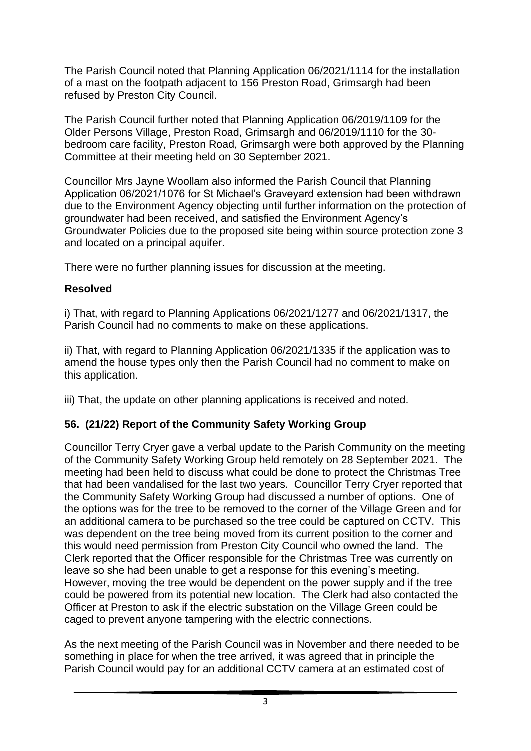The Parish Council noted that Planning Application 06/2021/1114 for the installation of a mast on the footpath adjacent to 156 Preston Road, Grimsargh had been refused by Preston City Council.

The Parish Council further noted that Planning Application 06/2019/1109 for the Older Persons Village, Preston Road, Grimsargh and 06/2019/1110 for the 30-bedroom care facility, Preston Road, Grimsargh were both approved by the Planning Committee at their meeting held on 30 September 2021.

Councillor Mrs Jayne Woollam also informed the Parish Council that Planning Application 06/2021/1076 for St Michael's Graveyard extension had been withdrawn due to the Environment Agency objecting until further information on the protection of groundwater had been received, and satisfied the Environment Agency's Groundwater Policies due to the proposed site being within source protection zone 3 and located on a principal aquifer.

There were no further planning issues for discussion at the meeting.

**Resolved**

i) That, with regard to Planning Applications 06/2021/1277 and 06/2021/1317, the Parish Council had no comments to make on these applications.

ii) That, with regard to Planning Application 06/2021/1335 if the application was to amend the house types only then the Parish Council had no comment to make on this application.

iii) That, the update on other planning applications is received and noted.

## 56. (21/22) Report of the Community Safety Working Group

Councillor Terry Cryer gave a verbal update to the Parish Community on the meeting of the Community Safety Working Group held remotely on 28 September 2021. The meeting had been held to discuss what could be done to protect the Christmas Tree that had been vandalised for the last two years. Councillor Terry Cryer reported that the Community Safety Working Group had discussed a number of options. One of the options was for the tree to be removed to the corner of the Village Green and for an additional camera to be purchased so the tree could be captured on CCTV. This was dependent on the tree being moved from its current position to the corner and this would need permission from Preston City Council who owned the land. The Clerk reported that the Officer responsible for the Christmas Tree was currently on leave so she had been unable to get a response for this evening's meeting. However, moving the tree would be dependent on the power supply and if the tree could be powered from its potential new location. The Clerk had also contacted the Officer at Preston to ask if the electric substation on the Village Green could be caged to prevent anyone tampering with the electric connections.

As the next meeting of the Parish Council was in November and there needed to be something in place for when the tree arrived, it was agreed that in principle the Parish Council would pay for an additional CCTV camera at an estimated cost of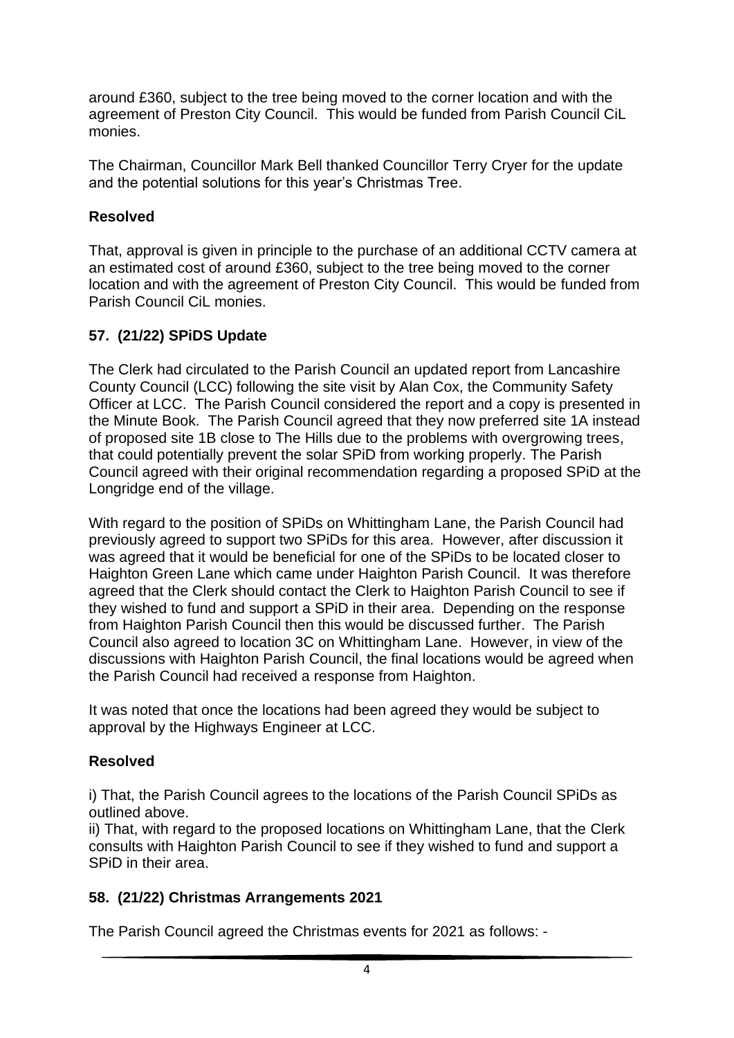around £360, subject to the tree being moved to the corner location and with the agreement of Preston City Council. This would be funded from Parish Council CiL monies.

The Chairman, Councillor Mark Bell thanked Councillor Terry Cryer for the update and the potential solutions for this year's Christmas Tree.

**Resolved**

That, approval is given in principle to the purchase of an additional CCTV camera at an estimated cost of around £360, subject to the tree being moved to the corner location and with the agreement of Preston City Council. This would be funded from Parish Council CiL monies.

**57. (21/22) SPiDS Update**

The Clerk had circulated to the Parish Council an updated report from Lancashire County Council (LCC) following the site visit by Alan Cox, the Community Safety Officer at LCC. The Parish Council considered the report and a copy is presented in the Minute Book. The Parish Council agreed that they now preferred site 1A instead of proposed site 1B close to The Hills due to the problems with overgrowing trees, that could potentially prevent the solar SPiD from working properly. The Parish Council agreed with their original recommendation regarding a proposed SPiD at the Longridge end of the village.

With regard to the position of SPiDs on Whittingham Lane, the Parish Council had previously agreed to support two SPiDs for this area. However, after discussion it was agreed that it would be beneficial for one of the SPiDs to be located closer to Haighton Green Lane which came under Haighton Parish Council. It was therefore agreed that the Clerk should contact the Clerk to Haighton Parish Council to see if they wished to fund and support a SPiD in their area. Depending on the response from Haighton Parish Council then this would be discussed further. The Parish Council also agreed to location 3C on Whittingham Lane. However, in view of the discussions with Haighton Parish Council, the final locations would be agreed when the Parish Council had received a response from Haighton.

It was noted that once the locations had been agreed they would be subject to approval by the Highways Engineer at LCC.

**Resolved**

i) That, the Parish Council agrees to the locations of the Parish Council SPiDs as outlined above.
ii) That, with regard to the proposed locations on Whittingham Lane, that the Clerk consults with Haighton Parish Council to see if they wished to fund and support a SPiD in their area.

**58. (21/22) Christmas Arrangements 2021**

The Parish Council agreed the Christmas events for 2021 as follows: -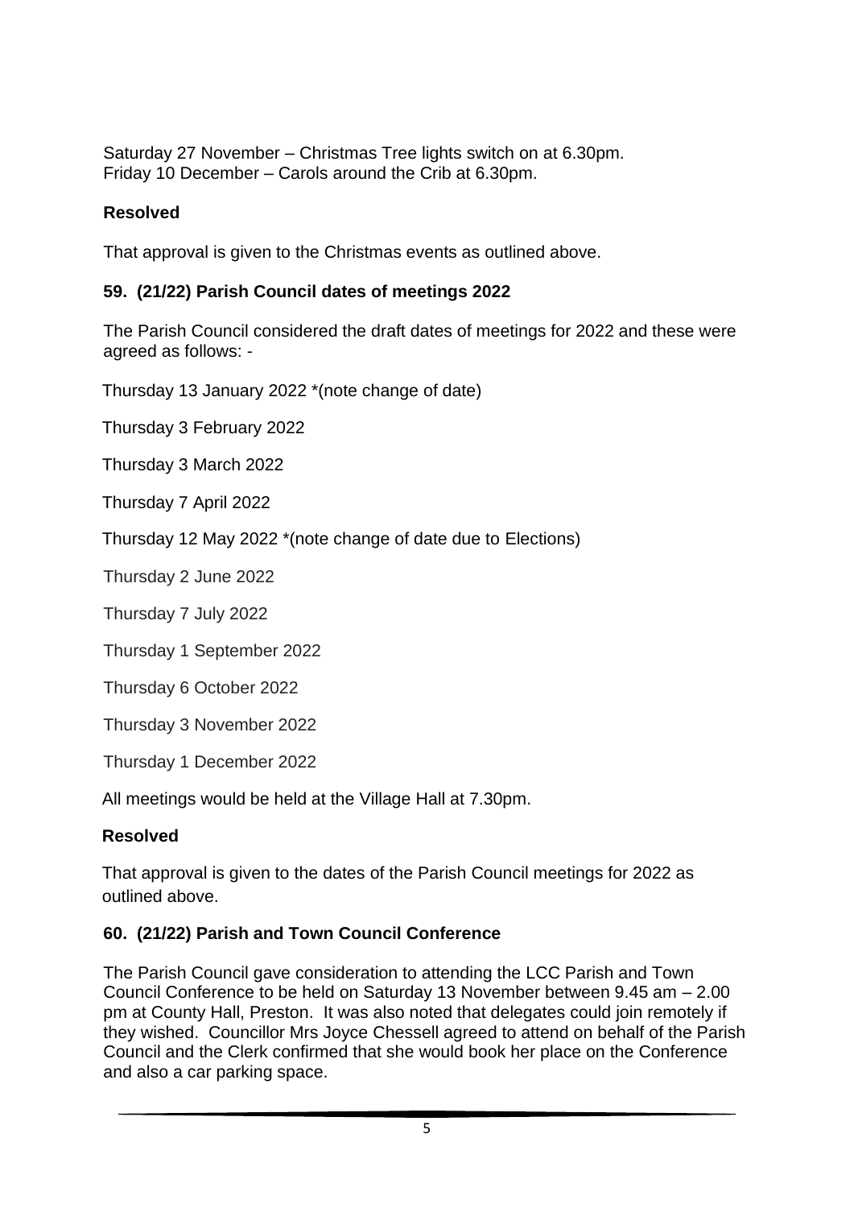Saturday 27 November – Christmas Tree lights switch on at 6.30pm.
Friday 10 December – Carols around the Crib at 6.30pm.

**Resolved**

That approval is given to the Christmas events as outlined above.

### 59. (21/22) Parish Council dates of meetings 2022

The Parish Council considered the draft dates of meetings for 2022 and these were agreed as follows: -

Thursday 13 January 2022 *(note change of date)

Thursday 3 February 2022

Thursday 3 March 2022

Thursday 7 April 2022

Thursday 12 May 2022 *(note change of date due to Elections)

Thursday 2 June 2022

Thursday 7 July 2022

Thursday 1 September 2022

Thursday 6 October 2022

Thursday 3 November 2022

Thursday 1 December 2022

All meetings would be held at the Village Hall at 7.30pm.

**Resolved**

That approval is given to the dates of the Parish Council meetings for 2022 as outlined above.

### 60. (21/22) Parish and Town Council Conference

The Parish Council gave consideration to attending the LCC Parish and Town Council Conference to be held on Saturday 13 November between 9.45 am – 2.00 pm at County Hall, Preston. It was also noted that delegates could join remotely if they wished. Councillor Mrs Joyce Chessell agreed to attend on behalf of the Parish Council and the Clerk confirmed that she would book her place on the Conference and also a car parking space.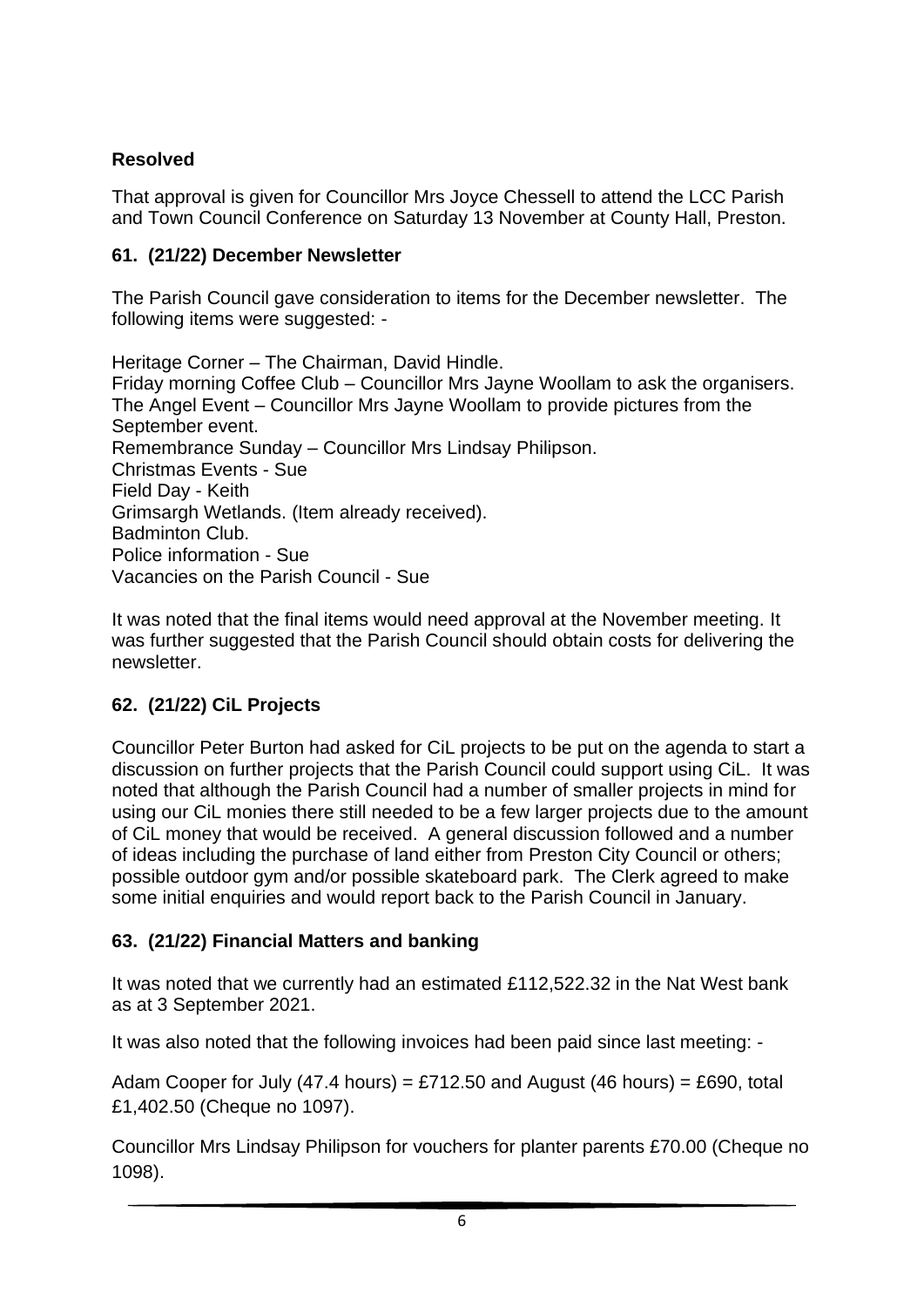**Resolved**

That approval is given for Councillor Mrs Joyce Chessell to attend the LCC Parish and Town Council Conference on Saturday 13 November at County Hall, Preston.

## 61. (21/22) December Newsletter

The Parish Council gave consideration to items for the December newsletter. The following items were suggested: -

Heritage Corner – The Chairman, David Hindle.
Friday morning Coffee Club – Councillor Mrs Jayne Woollam to ask the organisers.
The Angel Event – Councillor Mrs Jayne Woollam to provide pictures from the September event.
Remembrance Sunday – Councillor Mrs Lindsay Philipson.
Christmas Events - Sue
Field Day - Keith
Grimsargh Wetlands. (Item already received).
Badminton Club.
Police information - Sue
Vacancies on the Parish Council - Sue

It was noted that the final items would need approval at the November meeting. It was further suggested that the Parish Council should obtain costs for delivering the newsletter.

## 62. (21/22) CiL Projects

Councillor Peter Burton had asked for CiL projects to be put on the agenda to start a discussion on further projects that the Parish Council could support using CiL. It was noted that although the Parish Council had a number of smaller projects in mind for using our CiL monies there still needed to be a few larger projects due to the amount of CiL money that would be received. A general discussion followed and a number of ideas including the purchase of land either from Preston City Council or others; possible outdoor gym and/or possible skateboard park. The Clerk agreed to make some initial enquiries and would report back to the Parish Council in January.

## 63. (21/22) Financial Matters and banking

It was noted that we currently had an estimated £112,522.32 in the Nat West bank as at 3 September 2021.

It was also noted that the following invoices had been paid since last meeting: -

Adam Cooper for July (47.4 hours) = £712.50 and August (46 hours) = £690, total £1,402.50 (Cheque no 1097).

Councillor Mrs Lindsay Philipson for vouchers for planter parents £70.00 (Cheque no 1098).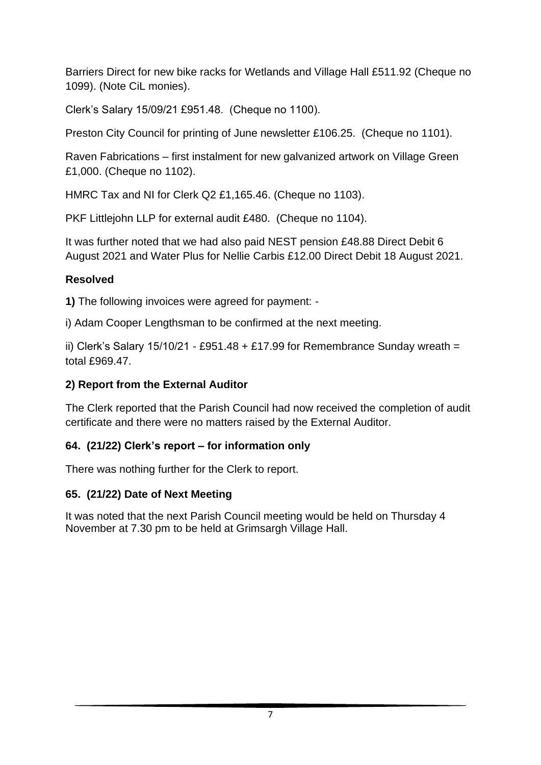Barriers Direct for new bike racks for Wetlands and Village Hall £511.92 (Cheque no 1099). (Note CiL monies).

Clerk's Salary 15/09/21 £951.48. (Cheque no 1100).

Preston City Council for printing of June newsletter £106.25. (Cheque no 1101).

Raven Fabrications – first instalment for new galvanized artwork on Village Green £1,000. (Cheque no 1102).

HMRC Tax and NI for Clerk Q2 £1,165.46. (Cheque no 1103).

PKF Littlejohn LLP for external audit £480. (Cheque no 1104).

It was further noted that we had also paid NEST pension £48.88 Direct Debit 6 August 2021 and Water Plus for Nellie Carbis £12.00 Direct Debit 18 August 2021.

**Resolved**

**1)** The following invoices were agreed for payment: -

i) Adam Cooper Lengthsman to be confirmed at the next meeting.

ii) Clerk's Salary 15/10/21 - £951.48 + £17.99 for Remembrance Sunday wreath = total £969.47.

**2) Report from the External Auditor**

The Clerk reported that the Parish Council had now received the completion of audit certificate and there were no matters raised by the External Auditor.

**64. (21/22) Clerk's report – for information only**

There was nothing further for the Clerk to report.

**65. (21/22) Date of Next Meeting**

It was noted that the next Parish Council meeting would be held on Thursday 4 November at 7.30 pm to be held at Grimsargh Village Hall.